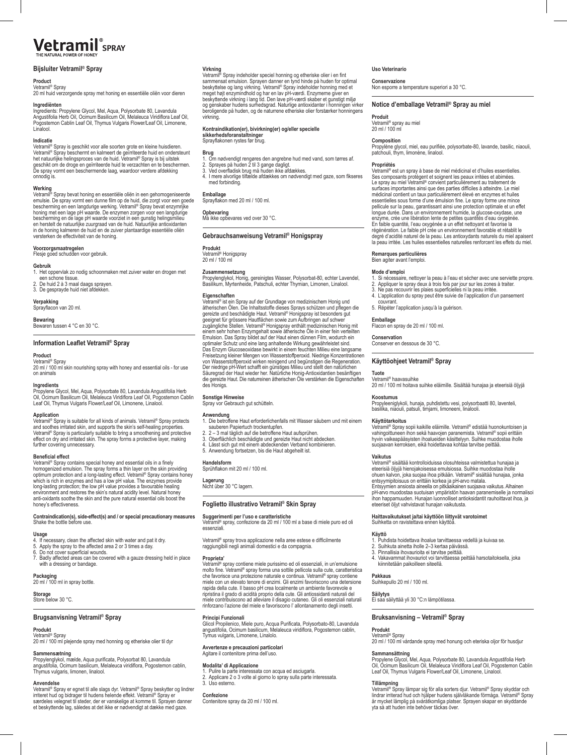# Vetramil® SPRAY

THE NATURAL POWER OF HONEY

## Bijsluiter Vetramil® Spray

**Product**
Vetramil® Spray
20 ml huid verzorgende spray met honing en essentiële oliën voor dieren

**Ingrediënten**
Ingredients: Propylene Glycol, Mel, Aqua, Polysorbate 80, Lavandula Angustifolia Herb Oil, Ocimum Basilicum Oil, Melaleuca Viridiflora Leaf Oil, Pogostemon Cablin Leaf Oil, Thymus Vulgaris Flower/Leaf Oil, Limonene, Linalool.

**Indicatie**
Vetramil® Spray is geschikt voor alle soorten grote en kleine huisdieren. Vetramil® Spray beschermt en kalmeert de geïrriteerde huid en ondersteunt het natuurlijke helingsproces van de huid. Vetramil® Spray is bij uitstek geschikt om de droge en geïrriteerde huid te verzachten en te beschermen. De spray vormt een beschermende laag, waardoor verdere afdekking onnodig is.

**Werking**
Vetramil® Spray bevat honing en essentiële oliën in een gehomogeniseerde emulsie. De spray vormt een dunne film op de huid, die zorgt voor een goede bescherming en een langdurige werking. Vetramil® Spray bevat enzymrijke honing met een lage pH waarde. De enzymen zorgen voor een langdurige bescherming en de lage pH waarde voorziet in een gunstig helingsmilieu en herstelt de natuurlijke zuurgraad van de huid. Natuurlijke antioxidanten in de honing kalmeren de huid en de zuiver plantaardige essentiële oliën versterken de effectiviteit van de honing.

**Voorzorgsmaatregelen**
Flesje goed schudden voor gebruik.

**Gebruik**
1. Het oppervlak zo nodig schoonmaken met zuiver water en drogen met een schone tissue.
2. De huid 2 à 3 maal daags sprayen.
3. De gesprayde huid niet afdekken.

**Verpakking**
Sprayflacon van 20 ml.

**Bewaring**
Bewaren tussen 4 °C en 30 °C.

## Information Leaflet Vetramil® Spray

**Product**
Vetramil® Spray
20 ml / 100 ml skin nourishing spray with honey and essential oils - for use on animals

**Ingredients**
Propylene Glycol, Mel, Aqua, Polysorbate 80, Lavandula Angustifolia Herb Oil, Ocimum Basilicum Oil, Melaleuca Viridiflora Leaf Oil, Pogostemon Cablin Leaf Oil, Thymus Vulgaris Flower/Leaf Oil, Limonene, Linalool.

**Application**
Vetramil® Spray is suitable for all kinds of animals. Vetramil® Spray protects and soothes irritated skin, and supports the skin's self-healing properties. Vetramil® Spray is particularly suitable to bring a smoothening and protective effect on dry and irritated skin. The spray forms a protective layer, making further covering unnecessary.

**Beneficial effect**
Vetramil® Spray contains special honey and essential oils in a finely homogenized emulsion. The spray forms a thin layer on the skin providing optimum protection and a long-lasting effect. Vetramil® Spray contains honey which is rich in enzymes and has a low pH value. The enzymes provide long-lasting protection; the low pH value provides a favourable healing environment and restores the skin's natural acidity level. Natural honey anti-oxidants soothe the skin and the pure natural essential oils boost the honey's effectiveness.

**Contraindication(s), side-effect(s) and / or special precautionary measures**
Shake the bottle before use.

**Usage**
4. If necessary, clean the affected skin with water and pat it dry.
5. Apply the spray to the affected area 2 or 3 times a day.
6. Do not cover superficial wounds.
7. Badly affected areas can be covered with a gauze dressing held in place with a dressing or bandage.

**Packaging**
20 ml / 100 ml in spray bottle.

**Storage**
Store below 30 °C.

## Brugsanvisning Vetramil® Spray

**Produkt**
Vetramil® Spray
20 ml / 100 ml plejende spray med honning og etheriske olier til dyr

**Sammensætning**
Propylenglykol, mælde, Aqua purificata, Polysorbat 80, Lavandula angustifolia, Ocimum basilicum, Melaleuca viridiflora, Pogostemon cablin, Thymus vulgaris, limonen, linalool.

**Anvendelse**
Vetramil® Spray er egnet til alle slags dyr. Vetramil® Spray beskytter og lindrer irriteret hud og bidrager til hudens helende effekt. Vetramil® Spray er særdeles velegnet til steder, der er vanskelige at komme til. Sprayen danner et beskyttende lag, således at det ikke er nødvendigt at dække med gaze.

**Virkning**
Vetramil® Spray indeholder speciel honning og etheriske olier i en fint sammensat emulsion. Sprayen danner en tynd hinde på huden for optimal beskyttelse og lang virkning. Vetramil® Spray indeholder honning med et meget højt enzymindhold og har en lav pH-værdi. Enzymerne giver en beskyttende virkning i lang tid. Den lave pH-værdi skaber et gunstigt miljø og genskaber hudens surhedsgrad. Naturlige antioxidanter i honningen virker beroligende på huden, og de naturrene etheriske olier forstærker honningens virkning.

**Kontraindikation(er), bivirkning(er) og/eller specielle sikkerhedsforanstaltninger**
Sprayflakonen rystes før brug.

**Brug**
1. Om nødvendigt rengøres den angrebne hud med vand, som tørres af.
2. Sprayes på huden 2 til 3 gange dagligt.
3. Ved overfladisk brug må huden ikke afdækkes.
4. I mere alvorlige tilfælde afdækkes om nødvendigt med gaze, som fikseres med forbinding.

**Emballage**
Sprayflakon med 20 ml / 100 ml.

**Opbevaring**
Må ikke opbevares ved over 30 °C.

## Gebrauchsanweisung Vetramil® Honigspray

**Produkt**
Vetramil® Honigspray
20 ml / 100 ml

**Zusammensetzung**
Propylenglykol, Honig, gereinigtes Wasser, Polysorbat-80, echter Lavendel, Basilikum, Myrtenheide, Patschuli, echter Thymian, Limonen, Linalool.

**Eigenschaften**
Vetramil® ist ein Spray auf der Grundlage von medizinischem Honig und ätherischen Ölen. Die Inhaltsstoffe dieses Sprays schützen und pflegen die gereizte und beschädigte Haut. Vetramil® Honigspray ist besonders gut geeignet für grössere Hautflächen sowie zum Aufbringen auf schwer zugängliche Stellen. Vetramil® Honigspray enthält medizinischen Honig mit einem sehr hohen Enzymgehalt sowie ätherische Öle in einer fein verteilten Emulsion. Das Spray bildet auf der Haut einen dünnen Film, wodurch ein optimaler Schutz und eine lang anhaltende Wirkung gewährleistet sind. Das Enzym Glucoseoxidase bewirkt in einem feuchten Milieu eine langsame Freisetzung kleiner Mengen von Wasserstoffperoxid. Niedrige Konzentrationen von Wasserstoffperoxid wirken reinigend und begünstigen die Regeneration. Der niedrige pH-Wert schafft ein günstiges Milieu und stellt den natürlichen Säuregrad der Haut wieder her. Natürliche Honig-Antioxidantien besänftigen die gereizte Haut. Die naturreinen ätherischen Öle verstärken die Eigenschaften des Honigs.

**Sonstige Hinweise**
Spray vor Gebrauch gut schütteln.

**Anwendung**
1. Die betroffene Haut erforderlichenfalls mit Wasser säubern und mit einem sauberen Papiertuch trockentupfen.
2. 2 – 3 mal täglich auf die betroffene Haut aufsprühen.
3. Oberflächlich beschädigte und gereizte Haut nicht abdecken.
4. Lässt sich gut mit einem abdeckenden Verband kombinieren.
5. Anwendung fortsetzen, bis die Haut abgeheilt ist.

**Handelsform**
Sprühflakon mit 20 ml / 100 ml.

**Lagerung**
Nicht über 30 °C lagern.

## Foglietto illustrativo Vetramil® Skin Spray

**Suggerimenti per l'uso e caratteristiche**
Vetramil® spray, confezione da 20 ml / 100 ml a base di miele puro ed oli essenziali.

Vetramil® spray trova applicazione nella aree estese e difficilmente raggiungibili negli animali domestici e da compagnia.

**Proprieta'**
Vetramil® spray contiene miele purissimo ed oli essenziali, in un'emulsione molto fine. Vetramil® spray forma una sottile pellicola sulla cute, caratteristica che favorisce una protezione naturale e continua. Vetramil® spray contiene miele con un elevato tenore di enzimi. Gli enzimi favoriscono una detersione rapida della cute. Il basso pH crea localmente un ambiente favorevole e ripristina il grado di acidità proprio della cute. Gli antiossidanti naturali del miele contribuiscono ad alleviare il disagio cutaneo. Gli oli essenziali naturali rinforzano l'azione del miele e favoriscono l' allontanamento degli insetti.

**Principi Funzionali**
Glicol Propilenico, Miele puro, Acqua Purificata, Polysorbato-80, Lavandula angustifolia, Ocimum basilicum, Melaleuca viridiflora, Pogostemon cablin, Tymus vulgaris, Limonene, Linalolo.

**Avvertenze e precauzioni particolari**
Agitare il contenitore prima dell'uso.

**Modalita' di Applicazione**
1. Pulire la parte interessata con acqua ed asciugarla.
2. Applicare 2 o 3 volte al giorno lo spray sulla parte interessata.
3. Uso esterno.

**Confezione**
Contenitore spray da 20 ml / 100 ml.

**Uso Veterinario**

**Conservazione**
Non esporre a temperature superiori a 30 °C.

## Notice d'emballage Vetramil® Spray au miel

**Produit**
Vetramil® spray au miel
20 ml / 100 ml

**Composition**
Propylène glycol, miel, eau purifiée, polysorbate-80, lavande, basilic, niaouli, patchouli, thym, limonène, linalool.

**Propriétés**
Vetramil® est un spray à base de miel médicinal et d'huiles essentielles. Ses composants protègent et soignent les peaux irritées et abîmées. Le spray au miel Vetramil® convient particulièrement au traitement de surfaces importantes ainsi que des parties difficiles à atteindre. Le miel médicinal contient un taux particulièrement élevé en enzymes et huiles essentielles sous forme d'une émulsion fine. Le spray forme une mince pellicule sur la peau, garantissant ainsi une protection optimale et un effet longue durée. Dans un environnement humide, la glucose-oxydase, une enzyme, crée une libération lente de petites quantités d'eau oxygénée. En faible quantité, l'eau oxygénée a un effet nettoyant et favorise la régénération. Le faible pH crée un environnement favorable et rétablit le degré d'acidité naturel de la peau. Les antioxydants naturels du miel apaisent la peau irritée. Les huiles essentielles naturelles renforcent les effets du miel.

**Remarques particulières**
Bien agiter avant l'emploi.

**Mode d'emploi**
1. Si nécessaire, nettoyer la peau à l'eau et sécher avec une serviette propre.
2. Appliquer le spray deux à trois fois par jour sur les zones à traiter.
3. Ne pas recouvrir les plaies superficielles ni la peau irritée.
4. L'application du spray peut être suivie de l'application d'un pansement couvrant.
5. Répéter l'application jusqu'à la guérison.

**Emballage**
Flacon en spray de 20 ml / 100 ml.

**Conservation**
Conserver en dessous de 30 °C.

## Käyttöohjeet Vetramil® Spray

**Tuote**
Vetramil® haavasuihke
20 ml / 100 ml hoitava suihke eläimille. Sisältää hunajaa ja eteerisiä öljyjä

**Koostumus**
Propyleeniglykoli, hunaja, puhdistettu vesi, polysorbaatti 80, laventeli, basilika, niaouli, patsuli, timjami, limoneeni, linalooli.

**Käyttötarkoitus**
Vetramil® Spray sopii kaikille eläimille. Vetramil® edistää huonokuntoisen ja vahingoittuneen ihon sekä haavojen paranemista. Vetramil® sopii erittäin hyvin vaikeapääsyisten ihoalueiden käsittelyyn. Suihke muodostaa iholle suojaavan kerroksen, eikä hoidettavaa kohtaa tarvitse peittää.

**Vaikutus**
Vetramil® sisältää kontrolloiduissa olosuhteissa valmistettua hunajaa ja eteerisiä öljyjä hienojakoisessa emulsiossa. Suihke muodostaa iholle ohuen kalvon, joka suojaa ihoa pitkään. Vetramil® sisältää hunajaa, jonka entsyymipitoisuus on erittäin korkea ja pH-arvo matala. Entsyymien ansiosta aineella on pitkäaikainen suojaava vaikutus. Alhainen pH-arvo muodostaa suotuisan ympäristön haavan paranemiselle ja normalisoi ihon happamuuden. Hunajan luonnolliset antioksidantit rauhoittavat ihoa, ja eteeriset öljyt vahvistavat hunajan vaikutusta.

**Haittavaikutukset ja/tai käyttöön liittyvät varotoimet**
Suihkelta on ravistettava ennen käyttöä.

**Käyttö**
1. Puhdista hoidettava ihoalue tarvittaessa vedellä ja kuivaa se.
2. Suihkuta ainetta iholle 2–3 kertaa päivässä.
3. Pinnallisia ihovaurioita ei tarvitse peittää.
4. Vakavammat ihovauriot voi tarvittaessa peittää harsotaitoksella, joka kiinnitetään paikoilleen siteellä.

**Pakkaus**
Suihkepullo 20 ml / 100 ml.

**Säilytys**
Ei saa säilyttää yli 30 °C:n lämpötilassa.

## Bruksanvisning – Vetramil® Spray

**Produkt**
Vetramil® Spray
20 ml / 100 ml vårdande spray med honung och eteriska oljor för husdjur

**Sammansättning**
Propylene Glycol, Mel, Aqua, Polysorbate 80, Lavandula Angustifolia Herb Oil, Ocimum Basilicum Oil, Melaleuca Viridiflora Leaf Oil, Pogostemon Cablin Leaf Oil, Thymus Vulgaris Flower/Leaf Oil, Limonene, Linalool.

**Tillämpning**
Vetramil® Spray lämpar sig för alla sorters djur. Vetramil® Spray skyddar och lindrar irriterad hud och hjälper hudens självläkande förmåga. Vetramil® Spray är mycket lämplig på svåråtkomliga platser. Sprayen skapar en skyddande yta så att huden inte behöver täckas över.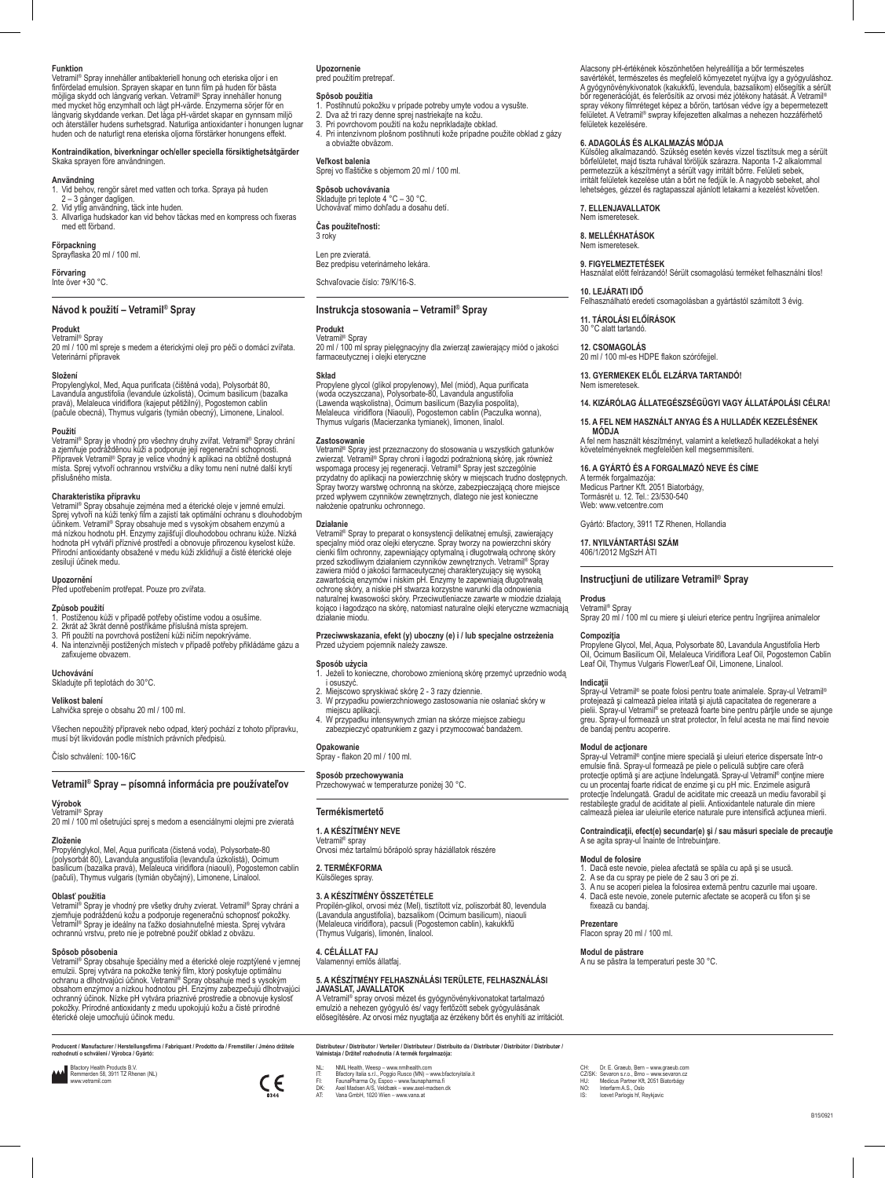**Funktion**

Vetramil® Spray innehåller antibakteriell honung och eteriska oljor i en finfördelad emulsion. Sprayen skapar en tunn film på huden för bästa möjliga skydd och långvarig verkan. Vetramil® Spray innehåller honung med mycket hög enzymhalt och lågt pH-värde. Enzymerna sörjer för en långvarig skyddande verkan. Det låga pH-värdet skapar en gynnsam miljö och återställer hudens surhetsgrad. Naturliga antioxidanter i honungen lugnar huden och de naturligt rena eteriska oljorna förstärker honungens effekt.

**Kontraindikation, biverkningar och/eller speciella försiktighetsåtgärder**

Skaka sprayen före användningen.

**Användning**

1. Vid behov, rengör såret med vatten och torka. Spraya på huden 2 – 3 gånger dagligen.
2. Vid ytlig användning, täck inte huden.
3. Allvarliga hudskador kan vid behov täckas med en kompress och fixeras med ett förband.

**Förpackning**

Sprayflaska 20 ml / 100 ml.

**Förvaring**

Inte över +30 °C.

## Návod k použití – Vetramil® Spray

**Produkt**

Vetramil® Spray

20 ml / 100 ml spreje s medem a éterickými oleji pro péči o domácí zvířata.
Veterinární přípravek

**Složení**

Propylenglykol, Med, Aqua purificata (čištěná voda), Polysorbát 80, Lavandula angustifolia (levandule úzkolistá), Ocimum basilicum (bazalka pravá), Melaleuca vindiflora (kajeput pětižilný), Pogostemon cablin (pačule obecná), Thymus vulgaris (tymián obecný), Limonene, Linalool.

**Použití**

Vetramil® Spray je vhodný pro všechny druhy zvířat. Vetramil® Spray chrání a zjemňuje podrážděnou kůži a podporuje její regenerační schopnosti. Přípravek Vetramil® Spray je velice vhodný k aplikaci na obtížně dostupná místa. Sprej vytvoří ochrannou vrstvičku a díky tomu není nutné další krytí příslušného místa.

**Charakteristika přípravku**

Vetramil® Spray obsahuje zejména med a éterické oleje v jemné emulzi. Sprej vytvoří na kůži tenký film a zajistí tak optimální ochranu s dlouhodobým účinkem. Vetramil® Spray obsahuje med s vysokým obsahem enzymů a má nízkou hodnotu pH. Enzymy zajišťují dlouhodobou ochranu kůže. Nízká hodnota pH vytváří příznivé prostředí a obnovuje přirozenou kyselost kůže. Přírodní antioxidanty obsažené v medu kůži zklidňují a čisté éterické oleje zesilují účinek medu.

**Upozornění**

Před upotřebením protřepat. Pouze pro zvířata.

**Způsob použití**

1. Postiženou kůži v případě potřeby očistíme vodou a osušíme.
2. 2krát až 3krát denně postříkáme příslušná místa sprejem.
3. Při použití na povrchová postižení kůži ničím nepokrýváme.
4. Na intenzivněji postižených místech v případě potřeby přikládáme gázu a zafixujeme obvazem.

**Uchovávání**

Skladujte při teplotách do 30°C.

**Velikost balení**

Lahvička spreje o obsahu 20 ml / 100 ml.

Všechen nepoužitý přípravek nebo odpad, který pochází z tohoto přípravku, musí být likvidován podle místních právních předpisů.

Číslo schválení: 100-16/C

## Vetramil® Spray – písomná informácia pre používateľov

**Výrobok**

Vetramil® Spray

20 ml / 100 ml ošetrujúci sprej s medom a esenciálnymi olejmi pre zvieratá

**Zloženie**

Propylénglykol, Mel, Aqua purificata (čistená voda), Polysorbate-80 (polysorbát 80), Lavandula angustifolia (levanduľa úzkolistá), Ocimum basilicum (bazalka pravá), Melaleuca viridiflora (niaouli), Pogostemon cablin (pačuli), Thymus vulgaris (tymián obyčajný), Limonene, Linalool.

**Oblasť použitia**

Vetramil® Spray je vhodný pre všetky druhy zvierat. Vetramil® Spray chráni a zjemňuje podráždenú kožu a podporuje regeneračnú schopnosť pokožky. Vetramil® Spray je ideálny na ťažko dosiahnuteľné miesta. Sprej vytvára ochrannú vrstvu, preto nie je potrebné použiť obklad z obväzu.

**Spôsob pôsobenia**

Vetramil® Spray obsahuje špeciálny med a éterické oleje rozptýlené v jemnej emulzii. Sprej vytvára na pokožke tenký film, ktorý poskytuje optimálnu ochranu a dlhotrvajúci účinok. Vetramil® Spray obsahuje med s vysokým obsahom enzýmov a nízkou hodnotou pH. Enzýmy zabezpečujú dlhotrvajúci ochranný účinok. Nízke pH vytvára priaznivé prostredie a obnovuje kyslosť pokožky. Prírodné antioxidanty z medu upokojujú kožu a čisté prírodné éterické oleje umocňujú účinok medu.

**Upozornenie**

pred použitím pretrepať.

**Spôsob použitia**

1. Postihnutú pokožku v prípade potreby umyte vodou a vysušte.
2. Dva až tri razy denne sprej nastriekajte na kožu.
3. Pri povrchovom použití na kožu neprikladajte obklad.
4. Pri intenzívnom plošnom postihnutí kože prípadne použite obklad z gázy a obviažte obväzom.

**Veľkosť balenia**

Sprej vo fľaštičke s objemom 20 ml / 100 ml.

**Spôsob uchovávania**

Skladujte pri teplote 4 °C – 30 °C.
Uchovávať mimo dohľadu a dosahu detí.

**Čas použiteľnosti:**

3 roky

Len pre zvieratá.
Bez predpisu veterinárneho lekára.

Schvaľovacie číslo: 79/K/16-S.

## Instrukcja stosowania – Vetramil® Spray

**Produkt**

Vetramil® Spray

20 ml / 100 ml spray pielęgnacyjny dla zwierząt zawierający miód o jakości farmaceutycznej i olejki eteryczne

**Skład**

Propylene glycol (glikol propylenowy), Mel (miód), Aqua purificata (woda oczyszczana), Polysorbate-80, Lavandula angustifolia (Lawenda wąskolistna), Ocimum basilicum (Bazylia pospolita), Melaleuca viridiflora (Niaouli), Pogostemon cablin (Paczulka wonna), Thymus vulgaris (Macierzanka tymianek), limonen, linalol.

**Zastosowanie**

Vetramil® Spray jest przeznaczony do stosowania u wszystkich gatunków zwierząt. Vetramil® Spray chroni i łagodzi podrażnioną skórę, jak również wspomaga procesy jej regeneracji. Vetramil® Spray jest szczególnie przydatny do aplikacji na powierzchnię skóry w miejscach trudno dostępnych. Spray tworzy warstwę ochronną na skórze, zabezpieczającą chore miejsce przed wpływem czynników zewnętrznych, dlatego nie jest konieczne nałożenie opatrunku ochronnego.

**Działanie**

Vetramil® Spray to preparat o konsystencji delikatnej emulsji, zawierający specjalny miód oraz olejki eteryczne. Spray tworzy na powierzchni skóry cienki film ochronny, zapewniający optymalną i długotrwałą ochronę skóry przed szkodliwym działaniem czynników zewnętrznych. Vetramil® Spray zawiera miód o jakości farmaceutycznej charakteryzujący się wysoką zawartością enzymów i niskim pH. Enzymy te zapewniają długotrwałą ochronę skóry, a niskie pH stwarza korzystne warunki dla odnowienia naturalnej kwasowości skóry. Przeciwutleniacze zawarte w miodzie działają kojąco i łagodząco na skórę, natomiast naturalne olejki eteryczne wzmacniają działanie miodu.

**Przeciwwskazania, efekt (y) uboczny (e) i / lub specjalne ostrzeżenia**

Przed użyciem pojemnik należy zawsze.

**Sposób użycia**

1. Jeżeli to konieczne, chorobowo zmienioną skórę przemyć uprzednio wodą i osuszyć.
2. Miejscowo spryskiwać skórę 2 - 3 razy dziennie.
3. W przypadku powierzchniowego zastosowania nie osłaniać skóry w miejscu aplikacji.
4. W przypadku intensywnych zmian na skórze miejsce zabiegu zabezpieczyć opatrunkiem z gazy i przymocować bandażem.

**Opakowanie**

Spray - flakon 20 ml / 100 ml.

**Sposób przechowywania**

Przechowywać w temperaturze poniżej 30 °C.

## Termékismertető

**1. A KÉSZÍTMÉNY NEVE**

Vetramil® spray

Orvosi méz tartalmú bőrápoló spray háziállatok részére

**2. TERMÉKFORMA**

Külsőleges spray.

**3. A KÉSZÍTMÉNY ÖSSZETÉTELE**

Propilén-glikol, orvosi méz (Mel), tisztított víz, poliszorbát 80, levendula (Lavandula angustifolia), bazsalikom (Ocimum basilicum), niaouli (Melaleuca viridiflora), pacsuli (Pogostemon cablin), kakukkfű (Thymus Vulgaris), limonén, linalool.

**4. CÉLÁLLAT FAJ**

Valamennyi emlős állatfaj.

**5. A KÉSZÍTMÉNY FELHASZNÁLÁSI TERÜLETE, FELHASZNÁLÁSI JAVASLAT, JAVALLATOK**

A Vetramil® spray orvosi mézet és gyógynövénykivonatokat tartalmazó emulzió a nehezen gyógyuló és/ vagy fertőzött sebek gyógyulásának elősegítésére. Az orvosi méz nyugtatja az érzékeny bőrt és enyhíti az irritációt. Alacsony pH-értékének köszönhetően helyreállítja a bőr természetes savértékét, természetes és megfelelő környezetet nyújtva így a gyógyuláshoz. A gyógynövénykivonatok (kakukkfű, levendula, bazsalikom) elősegítik a sérült bőr regenerációját, és felerősítik az orvosi méz jótékony hatását. A Vetramil® spray vékony filmréteget képez a bőrön, tartósan védve így a bepermetezett felületet. A Vetramil® swpray kifejezetten alkalmas a nehezen hozzáférhető felületek kezelésére.

**6. ADAGOLÁS ÉS ALKALMAZÁS MÓDJA**

Külsőleg alkalmazandó. Szükség esetén kevés vízzel tisztítsuk meg a sérült bőrfelületet, majd tiszta ruhával töröljük szárazra. Naponta 1-2 alkalommal permetezzük a készítményt a sérült vagy irritált bőrre. Felületi sebek, irritált felületek kezelése után a bőrt ne fedjük le. A nagyobb sebeket, ahol lehetséges, gézzel és ragtapasszal ajánlott letakarni a kezelést követően.

**7. ELLENJAVALLATOK**

Nem ismeretesek.

**8. MELLÉKHATÁSOK**

Nem ismeretesek.

**9. FIGYELMEZTETÉSEK**

Használat előtt felrázandó! Sérült csomagolású terméket felhasználni tilos!

**10. LEJÁRATI IDŐ**

Felhasználható eredeti csomagolásban a gyártástól számított 3 évig.

**11. TÁROLÁSI ELŐÍRÁSOK**

30 °C alatt tartandó.

**12. CSOMAGOLÁS**

20 ml / 100 ml-es HDPE flakon szórófejjel.

**13. GYERMEKEK ELŐL ELZÁRVA TARTANDÓ!**

Nem ismeretesek.

**14. KIZÁRÓLAG ÁLLATEGÉSZSÉGÜGYI VAGY ÁLLATÁPOLÁSI CÉLRA!**

**15. A FEL NEM HASZNÁLT ANYAG ÉS A HULLADÉK KEZELÉSÉNEK MÓDJA**

A fel nem használt készítményt, valamint a keletkező hulladékokat a helyi követelményeknek megfelelően kell megsemmisíteni.

**16. A GYÁRTÓ ÉS A FORGALMAZÓ NEVE ÉS CÍME**

A termék forgalmazója:
Medicus Partner Kft. 2051 Biatorbágy,
Tormásrét u. 12. Tel.: 23/530-540
Web: www.vetcentre.com

Gyártó: Bfactory, 3911 TZ Rhenen, Hollandia

**17. NYILVÁNTARTÁSI SZÁM**

406/1/2012 MgSzH ÁTI

## Instrucţiuni de utilizare Vetramil® Spray

**Produs**

Vetramil® Spray

Spray 20 ml / 100 ml cu miere şi uleiuri eterice pentru îngrijirea animalelor

**Compoziţia**

Propylene Glycol, Mel, Aqua, Polysorbate 80, Lavandula Angustifolia Herb Oil, Ocimum Basilicum Oil, Melaleuca Viridiflora Leaf Oil, Pogostemon Cablin Leaf Oil, Thymus Vulgaris Flower/Leaf Oil, Limonene, Linalool.

**Indicaţii**

Spray-ul Vetramil® se poate folosi pentru toate animalele. Spray-ul Vetramil® protejează şi calmează pielea iritată şi ajută capacitatea de regenerare a pielii. Spray-ul Vetramil® se pretează foarte bine pentru părţile unde se ajunge greu. Spray-ul formează un strat protector, în felul acesta ne mai fiind nevoie de bandaj pentru acoperire.

**Modul de acţionare**

Spray-ul Vetramil® conţine miere specială şi uleiuri eterice dispersate într-o emulsie fină. Spray-ul formează pe piele o peliculă subţire care oferă protecţie optimă şi are acţiune îndelungată. Spray-ul Vetramil® conţine miere cu un procentaj foarte ridicat de enzime şi cu pH mic. Enzimele asigură protecţie îndelungată. Gradul de aciditate mic creează un mediu favorabil şi restabileşte gradul de aciditate al pielii. Antioxidantele naturale din miere calmează pielea iar uleiurile eterice naturale pure intensifică acţiunea mierii.

**Contraindicaţii, efect(e) secundar(e) şi / sau măsuri speciale de precauţie**

A se agita spray-ul înainte de întrebuinţare.

**Modul de folosire**

1. Dacă este nevoie, pielea afectată se spăla cu apă şi se usucă.
2. A se da cu spray pe piele de 2 sau 3 ori pe zi.
3. A nu se acoperi pielea la folosirea externă pentru cazurile mai uşoare.
4. Dacă este nevoie, zonele puternic afectate se acoperă cu tifon şi se fixează cu bandaj.

**Prezentare**

Flacon spray 20 ml / 100 ml.

**Modul de păstrare**

A nu se păstra la temperaturi peste 30 °C.

---

**Producent / Manufacturer / Herstellungsfirma / Fabriquant / Prodotto da / Fremstiller / Jméno držitele rozhodnutí o schválení / Výrobca / Gyártó:**

Bfactory Health Products B.V.
Remmerden 58, 3911 TZ Rhenen (NL)
www.vetramil.com

CE 0344

**Distributeur / Distributor / Verteiler / Distributeur / Distribuito da / Distributør / Distributor / Distributer / Valmistaja / Držiteľ rozhodnutia / A termék forgalmazója:**

NL: NML Health, Weesp – www.nmlhealth.com
IT: Bfactory Italia s.r.l., Poggio Rusco (MN) – www.bfactoryitalia.it
FI: FaunaPharma Oy, Espoo – www.faunapharma.fi
DK: Axel Madsen A/S, Veldbæk – www.axel-madsen.dk
AT: Vana GmbH, 1020 Wien – www.vana.at

CH: Dr. E. Graeub, Bern – www.graeub.com
CZ/SK: Sevaron s.r.o., Brno – www.sevaron.cz
HU: Medicus Partner Kft, 2051 Biatorbágy
NO: Interfarm A.S., Oslo
IS: Icevet Parlogis hf, Reykjavic

B15/0921